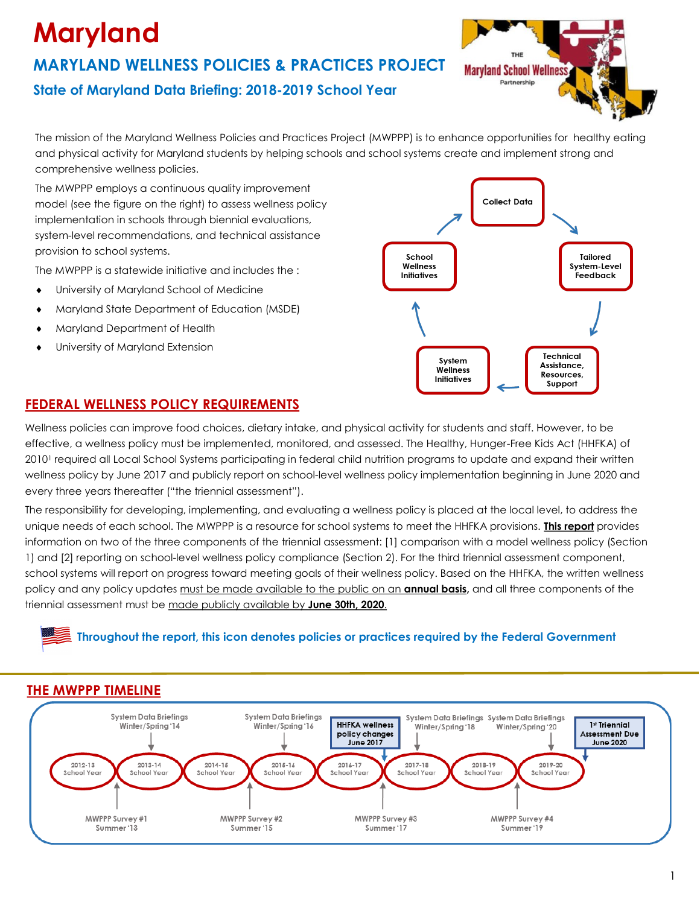# Maryland

## MARYLAND WELLNESS POLICIES & PRACTICES PROJECT

### State of Maryland Data Briefing: 2018-2019 School Year

The Maryland School Wellness Partnership

The mission of the Maryland Wellness Policies and Practices Project (MWPPP) is to enhance opportunities for healthy eating and physical activity for Maryland students by helping schools and school systems create and implement strong and comprehensive wellness policies.

The MWPPP employs a continuous quality improvement model (see the figure on the right) to assess wellness policy implementation in schools through biennial evaluations, system-level recommendations, and technical assistance provision to school systems.

The MWPPP is a statewide initiative and includes the :

- University of Maryland School of Medicine
- Maryland State Department of Education (MSDE)
- Maryland Department of Health
- University of Maryland Extension

Collect Data → Tailored System-Level Feedback → Technical Assistance, Resources, Support → System Wellness Initiatives → School Wellness Initiatives → Collect Data

## FEDERAL WELLNESS POLICY REQUIREMENTS

Wellness policies can improve food choices, dietary intake, and physical activity for students and staff. However, to be effective, a wellness policy must be implemented, monitored, and assessed. The Healthy, Hunger-Free Kids Act (HHFKA) of 2010[1] required all Local School Systems participating in federal child nutrition programs to update and expand their written wellness policy by June 2017 and publicly report on school-level wellness policy implementation beginning in June 2020 and every three years thereafter ("the triennial assessment").

The responsibility for developing, implementing, and evaluating a wellness policy is placed at the local level, to address the unique needs of each school. The MWPPP is a resource for school systems to meet the HHFKA provisions. **This report** provides information on two of the three components of the triennial assessment: [1] comparison with a model wellness policy (Section 1) and [2] reporting on school-level wellness policy compliance (Section 2). For the third triennial assessment component, school systems will report on progress toward meeting goals of their wellness policy. Based on the HHFKA, the written wellness policy and any policy updates must be made available to the public on an **annual basis,** and all three components of the triennial assessment must be made publicly available by **June 30th, 2020**.

**Throughout the report, this icon denotes policies or practices required by the Federal Government**

## THE MWPPP TIMELINE

| School Year | Event |
| --- | --- |
| 2012-13 School Year | MWPPP Survey #1 Summer '13 |
| 2013-14 School Year | System Data Briefings Winter/Spring '14 |
| 2014-15 School Year | MWPPP Survey #2 Summer '15 |
| 2015-16 School Year | System Data Briefings Winter/Spring '16 |
| 2016-17 School Year | HHFKA wellness policy changes June 2017; MWPPP Survey #3 Summer '17 |
| 2017-18 School Year | System Data Briefings Winter/Spring '18 |
| 2018-19 School Year | MWPPP Survey #4 Summer '19 |
| 2019-20 School Year | System Data Briefings Winter/Spring '20; 1st Triennial Assessment Due June 2020 |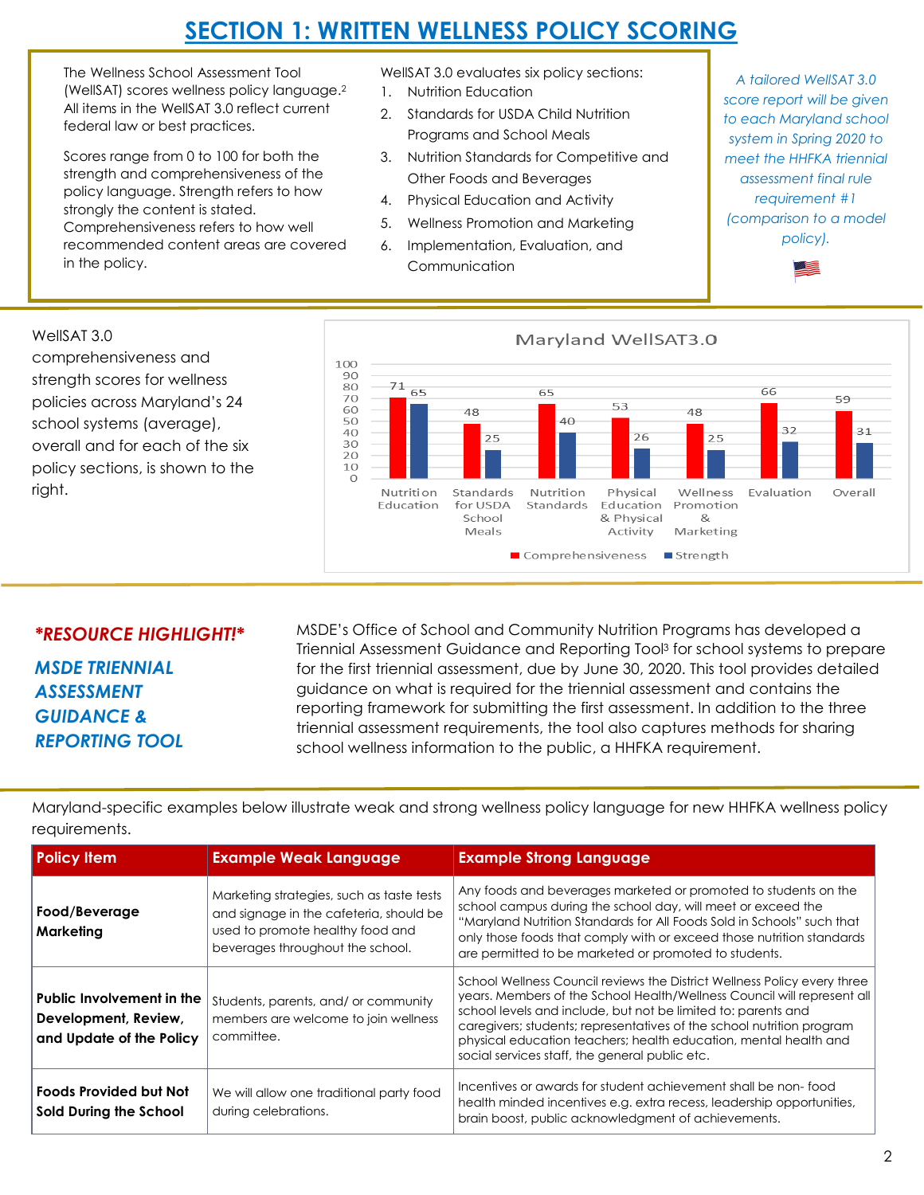## SECTION 1: WRITTEN WELLNESS POLICY SCORING

The Wellness School Assessment Tool (WellSAT) scores wellness policy language.[2] All items in the WellSAT 3.0 reflect current federal law or best practices.

Scores range from 0 to 100 for both the strength and comprehensiveness of the policy language. Strength refers to how strongly the content is stated. Comprehensiveness refers to how well recommended content areas are covered in the policy.

WellSAT 3.0 evaluates six policy sections:

1. Nutrition Education
2. Standards for USDA Child Nutrition Programs and School Meals
3. Nutrition Standards for Competitive and Other Foods and Beverages
4. Physical Education and Activity
5. Wellness Promotion and Marketing
6. Implementation, Evaluation, and Communication

*A tailored WellSAT 3.0 score report will be given to each Maryland school system in Spring 2020 to meet the HHFKA triennial assessment final rule requirement #1 (comparison to a model policy).*

WellSAT 3.0 comprehensiveness and strength scores for wellness policies across Maryland's 24 school systems (average), overall and for each of the six policy sections, is shown to the right.

**Maryland WellSAT3.0**

| | Comprehensiveness | Strength |
|---|---|---|
| Nutrition Education | 71 | 65 |
| Standards for USDA School Meals | 48 | 25 |
| Nutrition Standards | 65 | 40 |
| Physical Education & Physical Activity | 53 | 26 |
| Wellness Promotion & Marketing | 48 | 25 |
| Evaluation | 66 | 32 |
| Overall | 59 | 31 |

***\*RESOURCE HIGHLIGHT!\****

***MSDE TRIENNIAL ASSESSMENT GUIDANCE & REPORTING TOOL***

MSDE's Office of School and Community Nutrition Programs has developed a Triennial Assessment Guidance and Reporting Tool[3] for school systems to prepare for the first triennial assessment, due by June 30, 2020. This tool provides detailed guidance on what is required for the triennial assessment and contains the reporting framework for submitting the first assessment. In addition to the three triennial assessment requirements, the tool also captures methods for sharing school wellness information to the public, a HHFKA requirement.

Maryland-specific examples below illustrate weak and strong wellness policy language for new HHFKA wellness policy requirements.

| Policy Item | Example Weak Language | Example Strong Language |
|---|---|---|
| **Food/Beverage Marketing** | Marketing strategies, such as taste tests and signage in the cafeteria, should be used to promote healthy food and beverages throughout the school. | Any foods and beverages marketed or promoted to students on the school campus during the school day, will meet or exceed the "Maryland Nutrition Standards for All Foods Sold in Schools" such that only those foods that comply with or exceed those nutrition standards are permitted to be marketed or promoted to students. |
| **Public Involvement in the Development, Review, and Update of the Policy** | Students, parents, and/ or community members are welcome to join wellness committee. | School Wellness Council reviews the District Wellness Policy every three years. Members of the School Health/Wellness Council will represent all school levels and include, but not be limited to: parents and caregivers; students; representatives of the school nutrition program physical education teachers; health education, mental health and social services staff, the general public etc. |
| **Foods Provided but Not Sold During the School** | We will allow one traditional party food during celebrations. | Incentives or awards for student achievement shall be non- food health minded incentives e.g. extra recess, leadership opportunities, brain boost, public acknowledgment of achievements. |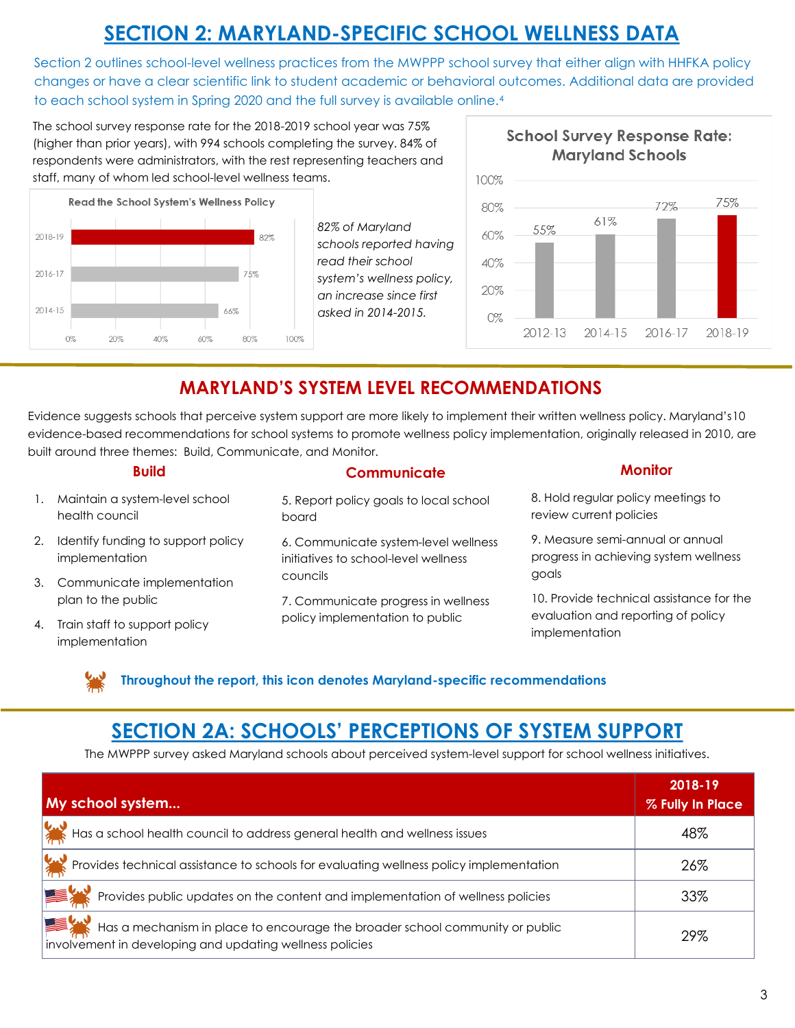# SECTION 2: MARYLAND-SPECIFIC SCHOOL WELLNESS DATA

Section 2 outlines school-level wellness practices from the MWPPP school survey that either align with HHFKA policy changes or have a clear scientific link to student academic or behavioral outcomes. Additional data are provided to each school system in Spring 2020 and the full survey is available online.[4]

The school survey response rate for the 2018-2019 school year was 75% (higher than prior years), with 994 schools completing the survey. 84% of respondents were administrators, with the rest representing teachers and staff, many of whom led school-level wellness teams.

**Read the School System's Wellness Policy**

| Year | % |
|---|---|
| 2018-19 | 82% |
| 2016-17 | 75% |
| 2014-15 | 66% |

*82% of Maryland schools reported having read their school system's wellness policy, an increase since first asked in 2014-2015.*

**School Survey Response Rate: Maryland Schools**

| Year | Response Rate |
|---|---|
| 2012-13 | 55% |
| 2014-15 | 61% |
| 2016-17 | 72% |
| 2018-19 | 75% |

## MARYLAND'S SYSTEM LEVEL RECOMMENDATIONS

Evidence suggests schools that perceive system support are more likely to implement their written wellness policy. Maryland's10 evidence-based recommendations for school systems to promote wellness policy implementation, originally released in 2010, are built around three themes: Build, Communicate, and Monitor.

### Build

1. Maintain a system-level school health council
2. Identify funding to support policy implementation
3. Communicate implementation plan to the public
4. Train staff to support policy implementation

### Communicate

5. Report policy goals to local school board
6. Communicate system-level wellness initiatives to school-level wellness councils
7. Communicate progress in wellness policy implementation to public

### Monitor

8. Hold regular policy meetings to review current policies
9. Measure semi-annual or annual progress in achieving system wellness goals
10. Provide technical assistance for the evaluation and reporting of policy implementation

**Throughout the report, this icon denotes Maryland-specific recommendations**

# SECTION 2A: SCHOOLS' PERCEPTIONS OF SYSTEM SUPPORT

The MWPPP survey asked Maryland schools about perceived system-level support for school wellness initiatives.

| My school system... | 2018-19 % Fully In Place |
|---|---|
| Has a school health council to address general health and wellness issues | 48% |
| Provides technical assistance to schools for evaluating wellness policy implementation | 26% |
| Provides public updates on the content and implementation of wellness policies | 33% |
| Has a mechanism in place to encourage the broader school community or public involvement in developing and updating wellness policies | 29% |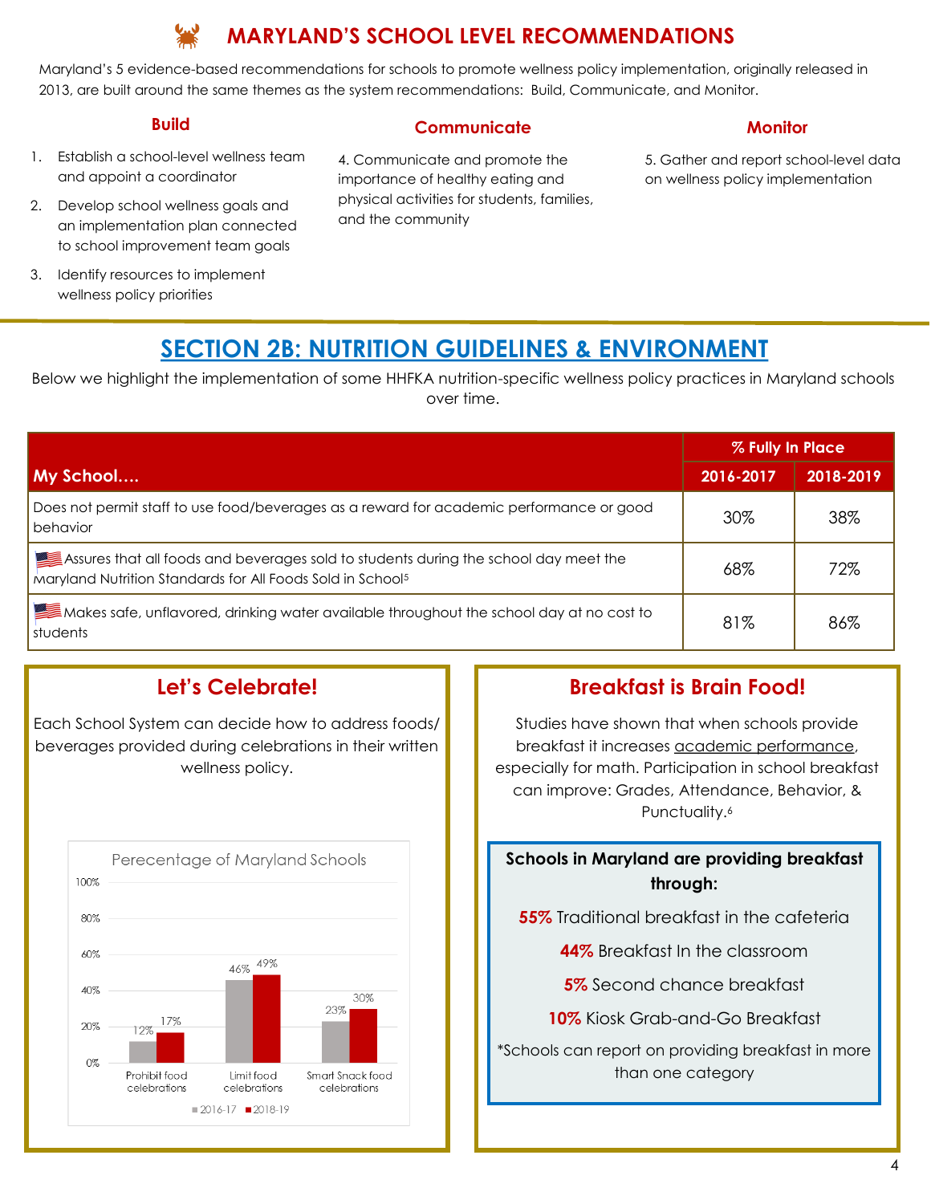# MARYLAND'S SCHOOL LEVEL RECOMMENDATIONS

Maryland's 5 evidence-based recommendations for schools to promote wellness policy implementation, originally released in 2013, are built around the same themes as the system recommendations: Build, Communicate, and Monitor.

### Build

1. Establish a school-level wellness team and appoint a coordinator
2. Develop school wellness goals and an implementation plan connected to school improvement team goals
3. Identify resources to implement wellness policy priorities

### Communicate

4. Communicate and promote the importance of healthy eating and physical activities for students, families, and the community

### Monitor

5. Gather and report school-level data on wellness policy implementation

## SECTION 2B: NUTRITION GUIDELINES & ENVIRONMENT

Below we highlight the implementation of some HHFKA nutrition-specific wellness policy practices in Maryland schools over time.

| My School…. | % Fully In Place | |
|---|---|---|
| | 2016-2017 | 2018-2019 |
| Does not permit staff to use food/beverages as a reward for academic performance or good behavior | 30% | 38% |
| Assures that all foods and beverages sold to students during the school day meet the Maryland Nutrition Standards for All Foods Sold in School[5] | 68% | 72% |
| Makes safe, unflavored, drinking water available throughout the school day at no cost to students | 81% | 86% |

### Let's Celebrate!

Each School System can decide how to address foods/ beverages provided during celebrations in their written wellness policy.

Perecentage of Maryland Schools

| | 2016-17 | 2018-19 |
|---|---|---|
| Prohibit food celebrations | 12% | 17% |
| Limit food celebrations | 46% | 49% |
| Smart Snack food celebrations | 23% | 30% |

### Breakfast is Brain Food!

Studies have shown that when schools provide breakfast it increases academic performance, especially for math. Participation in school breakfast can improve: Grades, Attendance, Behavior, & Punctuality.[6]

**Schools in Maryland are providing breakfast through:**

**55%** Traditional breakfast in the cafeteria

**44%** Breakfast In the classroom

**5%** Second chance breakfast

**10%** Kiosk Grab-and-Go Breakfast

*Schools can report on providing breakfast in more than one category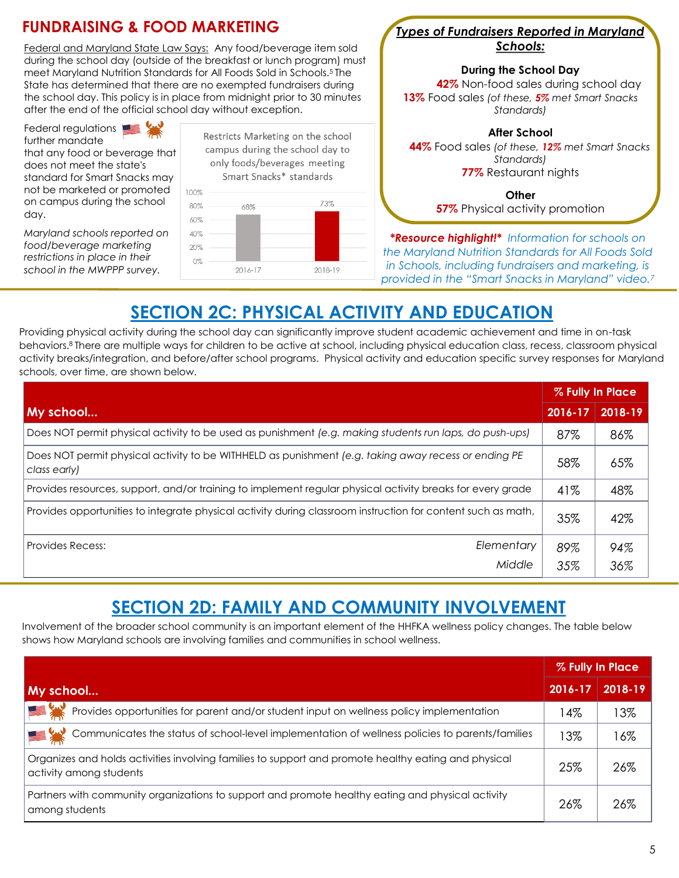## FUNDRAISING & FOOD MARKETING

Federal and Maryland State Law Says: Any food/beverage item sold during the school day (outside of the breakfast or lunch program) must meet Maryland Nutrition Standards for All Foods Sold in Schools.[5] The State has determined that there are no exempted fundraisers during the school day. This policy is in place from midnight prior to 30 minutes after the end of the official school day without exception.

Federal regulations further mandate that any food or beverage that does not meet the state's standard for Smart Snacks may not be marketed or promoted on campus during the school day.

*Maryland schools reported on food/beverage marketing restrictions in place in their school in the MWPPP survey.*

Restricts Marketing on the school campus during the school day to only foods/beverages meeting Smart Snacks* standards

| Year | % |
|---|---|
| 2016-17 | 68% |
| 2018-19 | 73% |

***Types of Fundraisers Reported in Maryland Schools:***

**During the School Day**

**42%** Non-food sales during school day

**13%** Food sales *(of these, **5%** met Smart Snacks Standards)*

**After School**

**44%** Food sales *(of these, **12%** met Smart Snacks Standards)*

**77%** Restaurant nights

**Other**

**57%** Physical activity promotion

***Resource highlight!*** *Information for schools on the Maryland Nutrition Standards for All Foods Sold in Schools, including fundraisers and marketing, is provided in the "Smart Snacks in Maryland" video.*[7]

## SECTION 2C: PHYSICAL ACTIVITY AND EDUCATION

Providing physical activity during the school day can significantly improve student academic achievement and time in on-task behaviors.[8] There are multiple ways for children to be active at school, including physical education class, recess, classroom physical activity breaks/integration, and before/after school programs. Physical activity and education specific survey responses for Maryland schools, over time, are shown below.

| My school... | % Fully In Place 2016-17 | % Fully In Place 2018-19 |
|---|---|---|
| Does NOT permit physical activity to be used as punishment *(e.g. making students run laps, do push-ups)* | 87% | 86% |
| Does NOT permit physical activity to be WITHHELD as punishment *(e.g. taking away recess or ending PE class early)* | 58% | 65% |
| Provides resources, support, and/or training to implement regular physical activity breaks for every grade | 41% | 48% |
| Provides opportunities to integrate physical activity during classroom instruction for content such as math, | 35% | 42% |
| Provides Recess: *Elementary* | *89%* | *94%* |
| Provides Recess: *Middle* | *35%* | *36%* |

## SECTION 2D: FAMILY AND COMMUNITY INVOLVEMENT

Involvement of the broader school community is an important element of the HHFKA wellness policy changes. The table below shows how Maryland schools are involving families and communities in school wellness.

| My school... | % Fully In Place 2016-17 | % Fully In Place 2018-19 |
|---|---|---|
| Provides opportunities for parent and/or student input on wellness policy implementation | 14% | 13% |
| Communicates the status of school-level implementation of wellness policies to parents/families | 13% | 16% |
| Organizes and holds activities involving families to support and promote healthy eating and physical activity among students | 25% | 26% |
| Partners with community organizations to support and promote healthy eating and physical activity among students | 26% | 26% |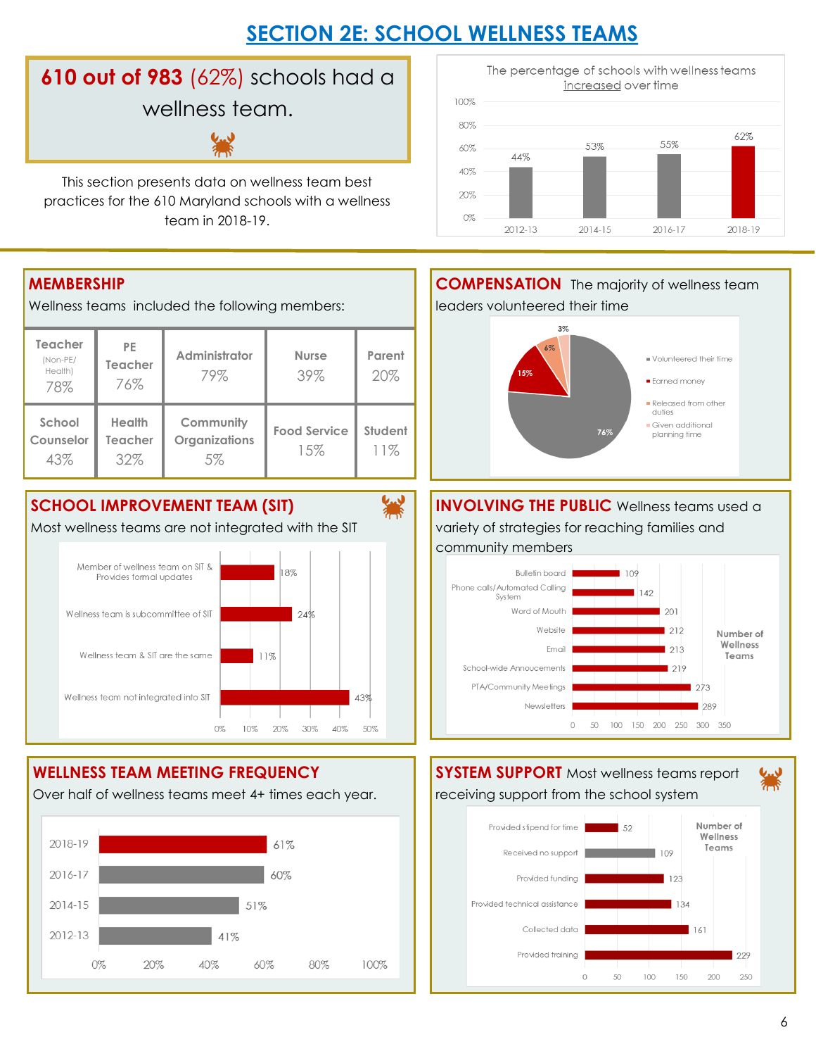# SECTION 2E: SCHOOL WELLNESS TEAMS

**610 out of 983** (62%) schools had a wellness team.

This section presents data on wellness team best practices for the 610 Maryland schools with a wellness team in 2018-19.

The percentage of schools with wellness teams increased over time

| Year | Percentage |
|---|---|
| 2012-13 | 44% |
| 2014-15 | 53% |
| 2016-17 | 55% |
| 2018-19 | 62% |

## MEMBERSHIP

Wellness teams included the following members:

| Teacher (Non-PE/ Health) | PE Teacher | Administrator | Nurse | Parent |
|---|---|---|---|---|
| 78% | 76% | 79% | 39% | 20% |
| **School Counselor** | **Health Teacher** | **Community Organizations** | **Food Service** | **Student** |
| 43% | 32% | 5% | 15% | 11% |

## COMPENSATION

The majority of wellness team leaders volunteered their time

| Compensation | Percentage |
|---|---|
| Volunteered their time | 76% |
| Earned money | 15% |
| Released from other duties | 6% |
| Given additional planning time | 3% |

## SCHOOL IMPROVEMENT TEAM (SIT)

Most wellness teams are not integrated with the SIT

| Integration | Percentage |
|---|---|
| Member of wellness team on SIT & Provides formal updates | 18% |
| Wellness team is subcommittee of SIT | 24% |
| Wellness team & SIT are the same | 11% |
| Wellness team not integrated into SIT | 43% |

## INVOLVING THE PUBLIC

Wellness teams used a variety of strategies for reaching families and community members

| Strategy | Number of Wellness Teams |
|---|---|
| Bulletin board | 109 |
| Phone calls/Automated Calling System | 142 |
| Word of Mouth | 201 |
| Website | 212 |
| Email | 213 |
| School-wide Annoucements | 219 |
| PTA/Community Meetings | 273 |
| Newsletters | 289 |

## WELLNESS TEAM MEETING FREQUENCY

Over half of wellness teams meet 4+ times each year.

| Year | Percentage |
|---|---|
| 2018-19 | 61% |
| 2016-17 | 60% |
| 2014-15 | 51% |
| 2012-13 | 41% |

## SYSTEM SUPPORT

Most wellness teams report receiving support from the school system

| Support | Number of Wellness Teams |
|---|---|
| Provided stipend for time | 52 |
| Received no support | 109 |
| Provided funding | 123 |
| Provided technical assistance | 134 |
| Collected data | 161 |
| Provided training | 229 |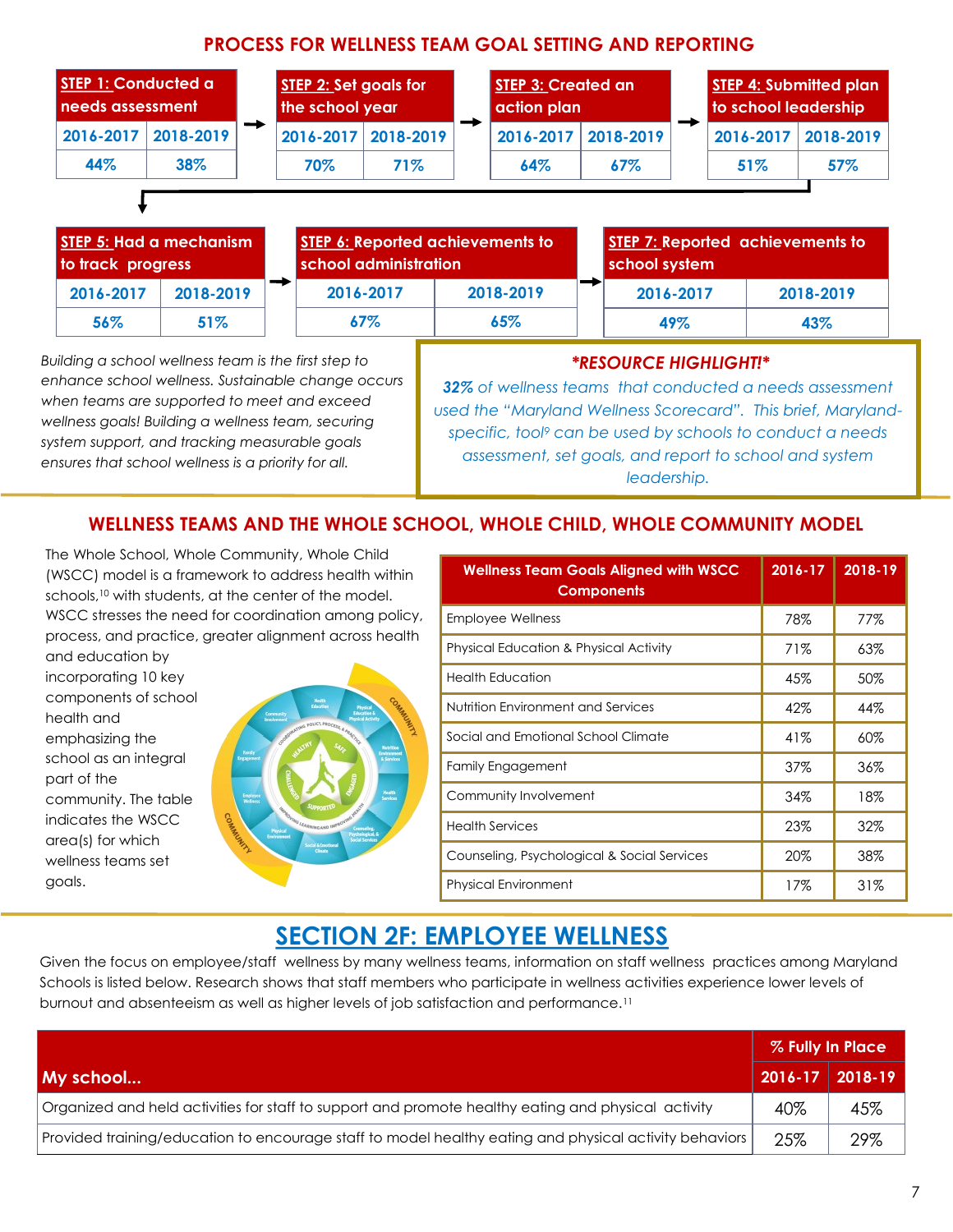## PROCESS FOR WELLNESS TEAM GOAL SETTING AND REPORTING

| STEP 1: Conducted a needs assessment | |
|---|---|
| 2016-2017 | 2018-2019 |
| 44% | 38% |

→

| STEP 2: Set goals for the school year | |
|---|---|
| 2016-2017 | 2018-2019 |
| 70% | 71% |

→

| STEP 3: Created an action plan | |
|---|---|
| 2016-2017 | 2018-2019 |
| 64% | 67% |

→

| STEP 4: Submitted plan to school leadership | |
|---|---|
| 2016-2017 | 2018-2019 |
| 51% | 57% |

→

| STEP 5: Had a mechanism to track progress | |
|---|---|
| 2016-2017 | 2018-2019 |
| 56% | 51% |

→

| STEP 6: Reported achievements to school administration | |
|---|---|
| 2016-2017 | 2018-2019 |
| 67% | 65% |

→

| STEP 7: Reported achievements to school system | |
|---|---|
| 2016-2017 | 2018-2019 |
| 49% | 43% |

*Building a school wellness team is the first step to enhance school wellness. Sustainable change occurs when teams are supported to meet and exceed wellness goals! Building a wellness team, securing system support, and tracking measurable goals ensures that school wellness is a priority for all.*

***RESOURCE HIGHLIGHT!***

*32% of wellness teams that conducted a needs assessment used the "Maryland Wellness Scorecard". This brief, Maryland-specific, tool[9] can be used by schools to conduct a needs assessment, set goals, and report to school and system leadership.*

## WELLNESS TEAMS AND THE WHOLE SCHOOL, WHOLE CHILD, WHOLE COMMUNITY MODEL

The Whole School, Whole Community, Whole Child (WSCC) model is a framework to address health within schools,[10] with students, at the center of the model. WSCC stresses the need for coordination among policy, process, and practice, greater alignment across health and education by incorporating 10 key components of school health and emphasizing the school as an integral part of the community. The table indicates the WSCC area(s) for which wellness teams set goals.

| Wellness Team Goals Aligned with WSCC Components | 2016-17 | 2018-19 |
|---|---|---|
| Employee Wellness | 78% | 77% |
| Physical Education & Physical Activity | 71% | 63% |
| Health Education | 45% | 50% |
| Nutrition Environment and Services | 42% | 44% |
| Social and Emotional School Climate | 41% | 60% |
| Family Engagement | 37% | 36% |
| Community Involvement | 34% | 18% |
| Health Services | 23% | 32% |
| Counseling, Psychological & Social Services | 20% | 38% |
| Physical Environment | 17% | 31% |

# SECTION 2F: EMPLOYEE WELLNESS

Given the focus on employee/staff wellness by many wellness teams, information on staff wellness practices among Maryland Schools is listed below. Research shows that staff members who participate in wellness activities experience lower levels of burnout and absenteeism as well as higher levels of job satisfaction and performance.[11]

| My school... | % Fully In Place | |
|---|---|---|
| | 2016-17 | 2018-19 |
| Organized and held activities for staff to support and promote healthy eating and physical activity | 40% | 45% |
| Provided training/education to encourage staff to model healthy eating and physical activity behaviors | 25% | 29% |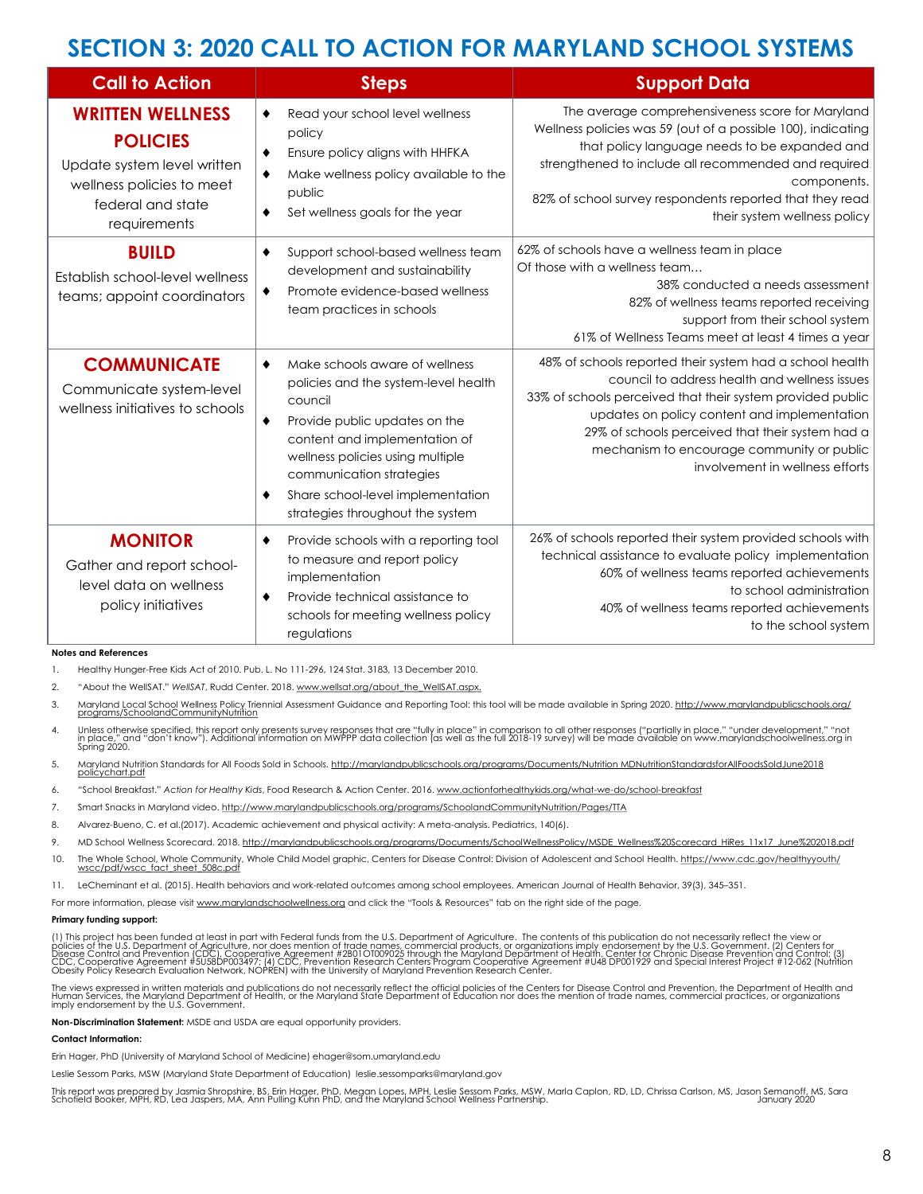# SECTION 3: 2020 CALL TO ACTION FOR MARYLAND SCHOOL SYSTEMS

| Call to Action | Steps | Support Data |
|---|---|---|
| **WRITTEN WELLNESS POLICIES** Update system level written wellness policies to meet federal and state requirements | ♦ Read your school level wellness policy<br>♦ Ensure policy aligns with HHFKA<br>♦ Make wellness policy available to the public<br>♦ Set wellness goals for the year | The average comprehensiveness score for Maryland Wellness policies was 59 (out of a possible 100), indicating that policy language needs to be expanded and strengthened to include all recommended and required components.<br>82% of school survey respondents reported that they read their system wellness policy |
| **BUILD** Establish school-level wellness teams; appoint coordinators | ♦ Support school-based wellness team development and sustainability<br>♦ Promote evidence-based wellness team practices in schools | 62% of schools have a wellness team in place<br>Of those with a wellness team…<br>38% conducted a needs assessment<br>82% of wellness teams reported receiving support from their school system<br>61% of Wellness Teams meet at least 4 times a year |
| **COMMUNICATE** Communicate system-level wellness initiatives to schools | ♦ Make schools aware of wellness policies and the system-level health council<br>♦ Provide public updates on the content and implementation of wellness policies using multiple communication strategies<br>♦ Share school-level implementation strategies throughout the system | 48% of schools reported their system had a school health council to address health and wellness issues<br>33% of schools perceived that their system provided public updates on policy content and implementation<br>29% of schools perceived that their system had a mechanism to encourage community or public involvement in wellness efforts |
| **MONITOR** Gather and report school-level data on wellness policy initiatives | ♦ Provide schools with a reporting tool to measure and report policy implementation<br>♦ Provide technical assistance to schools for meeting wellness policy regulations | 26% of schools reported their system provided schools with technical assistance to evaluate policy implementation<br>60% of wellness teams reported achievements to school administration<br>40% of wellness teams reported achievements to the school system |

**Notes and References**

1. Healthy Hunger-Free Kids Act of 2010. Pub. L. No 111-296, 124 Stat. 3183, 13 December 2010.
2. "About the WellSAT." *WellSAT*, Rudd Center. 2018. www.wellsat.org/about_the_WellSAT.aspx.
3. Maryland Local School Wellness Policy Triennial Assessment Guidance and Reporting Tool: this tool will be made available in Spring 2020. http://www.marylandpublicschools.org/programs/SchoolandCommunityNutrition
4. Unless otherwise specified, this report only presents survey responses that are "fully in place" in comparison to all other responses ("partially in place," "under development," "not in place," and "don't know"). Additional information on MWPPP data collection (as well as the full 2018-19 survey) will be made available on www.marylandschoolwellness.org in Spring 2020.
5. Maryland Nutrition Standards for All Foods Sold in Schools. http://marylandpublicschools.org/programs/Documents/Nutrition MDNutritionStandardsforAllFoodsSoldJune2018 policychart.pdf
6. "School Breakfast." *Action for Healthy Kids*, Food Research & Action Center. 2016. www.actionforhealthykids.org/what-we-do/school-breakfast
7. Smart Snacks in Maryland video. http://www.marylandpublicschools.org/programs/SchoolandCommunityNutrition/Pages/TTA
8. Alvarez-Bueno, C. et al.(2017). Academic achievement and physical activity: A meta-analysis. Pediatrics, 140(6).
9. MD School Wellness Scorecard. 2018. http://marylandpublicschools.org/programs/Documents/SchoolWellnessPolicy/MSDE_Wellness%20Scorecard_HiRes_11x17_June%202018.pdf
10. The Whole School, Whole Community, Whole Child Model graphic, Centers for Disease Control: Division of Adolescent and School Health. https://www.cdc.gov/healthyyouth/wscc/pdf/wscc_fact_sheet_508c.pdf
11. LeCheminant et al. (2015). Health behaviors and work-related outcomes among school employees. American Journal of Health Behavior, 39(3), 345–351.

For more information, please visit www.marylandschoolwellness.org and click the "Tools & Resources" tab on the right side of the page.

**Primary funding support:**

(1) This project has been funded at least in part with Federal funds from the U.S. Department of Agriculture. The contents of this publication do not necessarily reflect the view or policies of the U.S. Department of Agriculture, nor does mention of trade names, commercial products, or organizations imply endorsement by the U.S. Government. (2) Centers for Disease Control and Prevention (CDC), Cooperative Agreement #2B01OT009025 through the Maryland Department of Health, Center for Chronic Disease Prevention and Control; (3) CDC, Cooperative Agreement #5U58DP003497; (4) CDC, Prevention Research Centers Program Cooperative Agreement #U48 DP001929 and Special Interest Project #12-062 (Nutrition Obesity Policy Research Evaluation Network, NOPREN) with the University of Maryland Prevention Research Center.

The views expressed in written materials and publications do not necessarily reflect the official policies of the Centers for Disease Control and Prevention, the Department of Health and Human Services, the Maryland Department of Health, or the Maryland State Department of Education nor does the mention of trade names, commercial practices, or organizations imply endorsement by the U.S. Government.

**Non-Discrimination Statement:** MSDE and USDA are equal opportunity providers.

**Contact Information:**

Erin Hager, PhD (University of Maryland School of Medicine) ehager@som.umaryland.edu

Leslie Sessom Parks, MSW (Maryland State Department of Education) leslie.sessomparks@maryland.gov

This report was prepared by Jasmia Shropshire, BS, Erin Hager, PhD, Megan Lopes, MPH, Leslie Sessom Parks, MSW, Marla Caplon, RD, LD, Chrissa Carlson, MS, Jason Semanoff, MS, Sara Schofield Booker, MPH, RD, Lea Jaspers, MA, Ann Pulling Kuhn PhD, and the Maryland School Wellness Partnership. January 2020